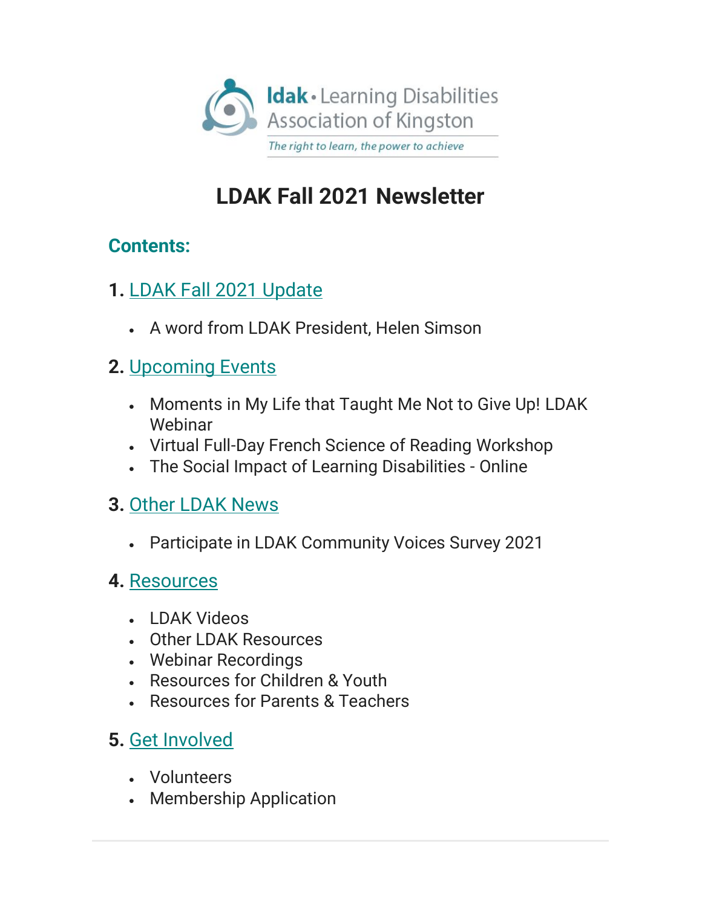ldak • Learning Disabilities Association of Kingston

*The right to learn, the power to achieve*

# LDAK Fall 2021 Newsletter

## Contents:

**1.** LDAK Fall 2021 Update

- A word from LDAK President, Helen Simson

**2.** Upcoming Events

- Moments in My Life that Taught Me Not to Give Up! LDAK Webinar
- Virtual Full-Day French Science of Reading Workshop
- The Social Impact of Learning Disabilities - Online

**3.** Other LDAK News

- Participate in LDAK Community Voices Survey 2021

**4.** Resources

- LDAK Videos
- Other LDAK Resources
- Webinar Recordings
- Resources for Children & Youth
- Resources for Parents & Teachers

**5.** Get Involved

- Volunteers
- Membership Application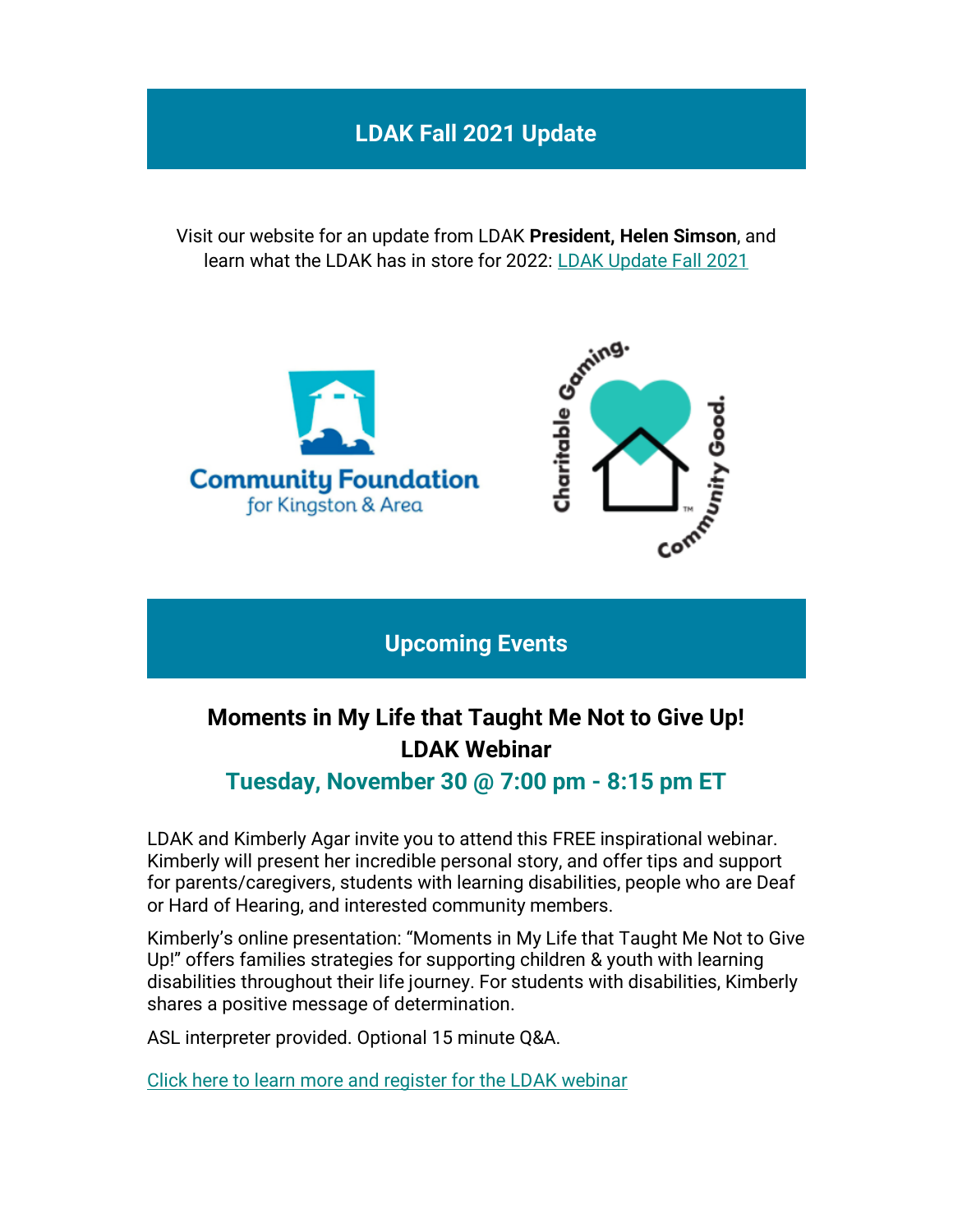## LDAK Fall 2021 Update

Visit our website for an update from LDAK **President, Helen Simson**, and learn what the LDAK has in store for 2022: LDAK Update Fall 2021

## Upcoming Events

### Moments in My Life that Taught Me Not to Give Up!
### LDAK Webinar

**Tuesday, November 30 @ 7:00 pm - 8:15 pm ET**

LDAK and Kimberly Agar invite you to attend this FREE inspirational webinar. Kimberly will present her incredible personal story, and offer tips and support for parents/caregivers, students with learning disabilities, people who are Deaf or Hard of Hearing, and interested community members.

Kimberly's online presentation: "Moments in My Life that Taught Me Not to Give Up!" offers families strategies for supporting children & youth with learning disabilities throughout their life journey. For students with disabilities, Kimberly shares a positive message of determination.

ASL interpreter provided. Optional 15 minute Q&A.

Click here to learn more and register for the LDAK webinar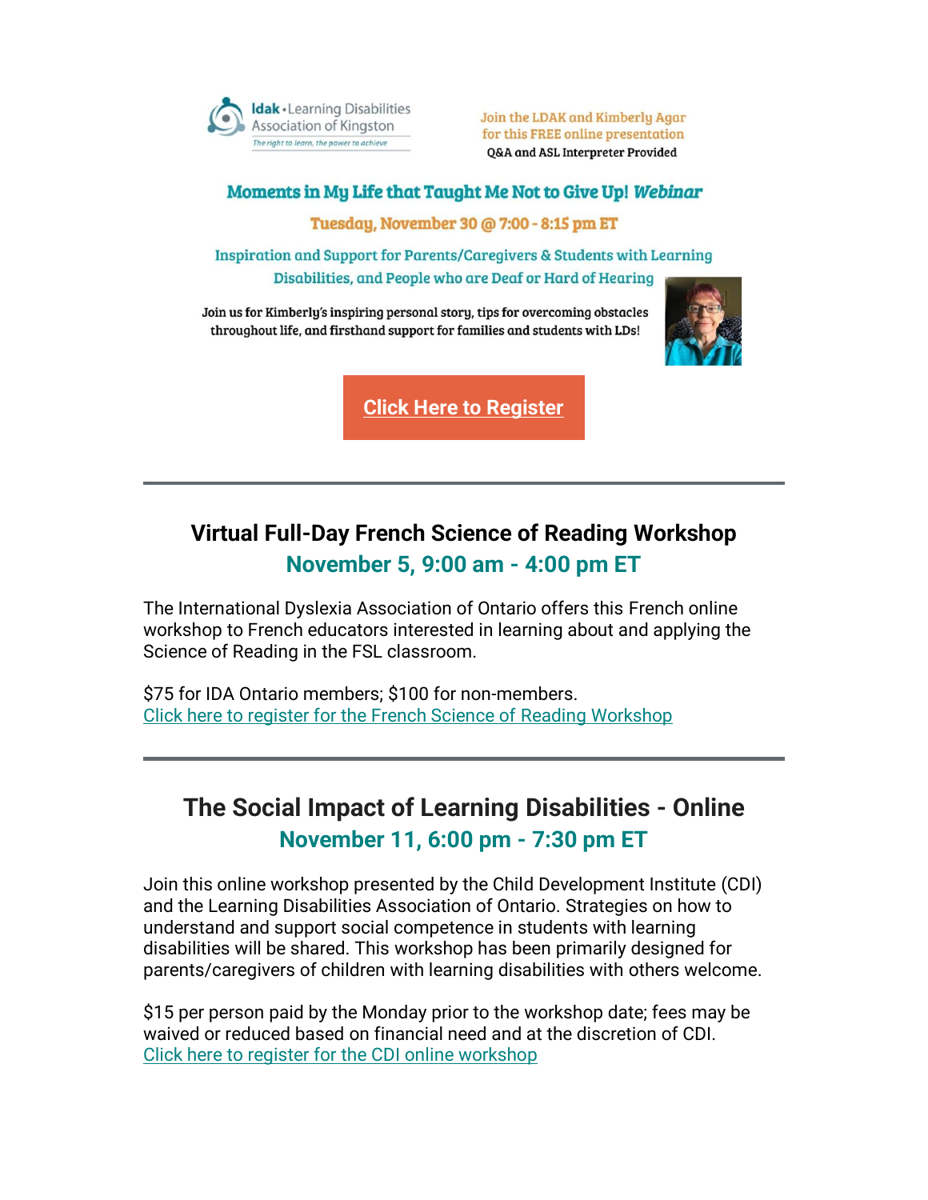ldak • Learning Disabilities Association of Kingston

*The right to learn, the power to achieve*

Join the LDAK and Kimberly Agar for this FREE online presentation

Q&A and ASL Interpreter Provided

## Moments in My Life that Taught Me Not to Give Up! *Webinar*

**Tuesday, November 30 @ 7:00 - 8:15 pm ET**

Inspiration and Support for Parents/Caregivers & Students with Learning Disabilities, and People who are Deaf or Hard of Hearing

Join us for Kimberly's inspiring personal story, tips for overcoming obstacles throughout life, and firsthand support for families and students with LDs!

**Click Here to Register**

---

## Virtual Full-Day French Science of Reading Workshop

### November 5, 9:00 am - 4:00 pm ET

The International Dyslexia Association of Ontario offers this French online workshop to French educators interested in learning about and applying the Science of Reading in the FSL classroom.

$75 for IDA Ontario members; $100 for non-members.
Click here to register for the French Science of Reading Workshop

---

## The Social Impact of Learning Disabilities - Online

### November 11, 6:00 pm - 7:30 pm ET

Join this online workshop presented by the Child Development Institute (CDI) and the Learning Disabilities Association of Ontario. Strategies on how to understand and support social competence in students with learning disabilities will be shared. This workshop has been primarily designed for parents/caregivers of children with learning disabilities with others welcome.

$15 per person paid by the Monday prior to the workshop date; fees may be waived or reduced based on financial need and at the discretion of CDI.
Click here to register for the CDI online workshop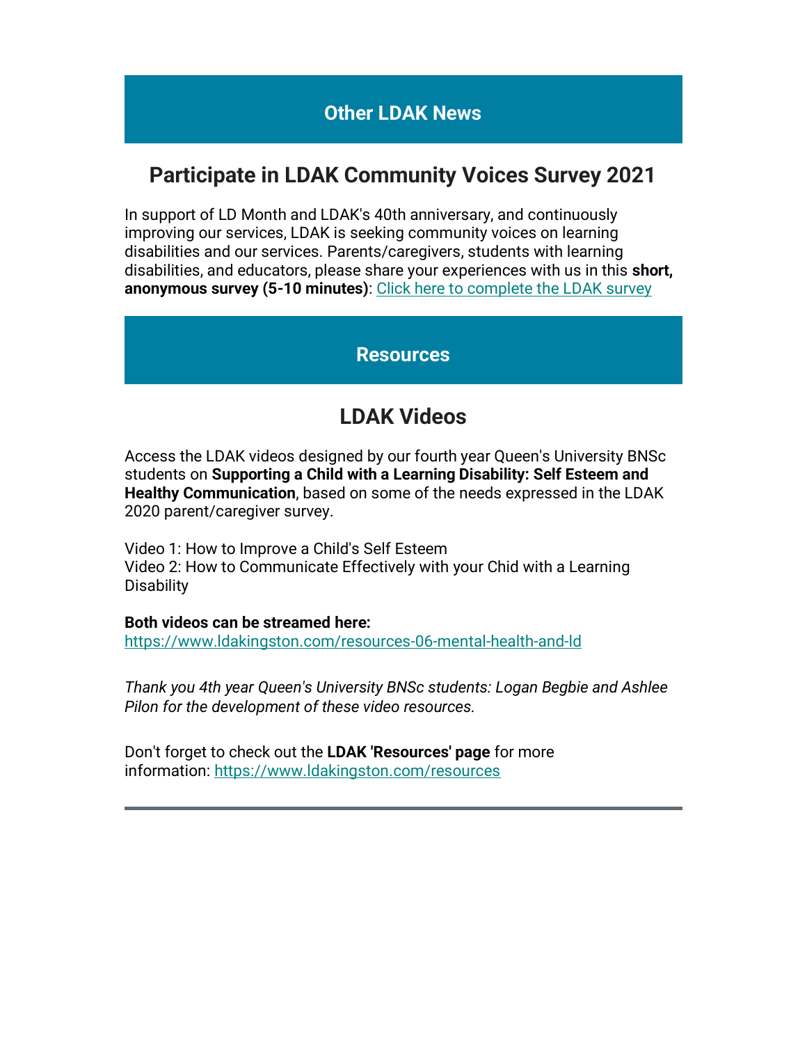## Other LDAK News

## Participate in LDAK Community Voices Survey 2021

In support of LD Month and LDAK's 40th anniversary, and continuously improving our services, LDAK is seeking community voices on learning disabilities and our services. Parents/caregivers, students with learning disabilities, and educators, please share your experiences with us in this **short, anonymous survey (5-10 minutes)**: Click here to complete the LDAK survey

## Resources

## LDAK Videos

Access the LDAK videos designed by our fourth year Queen's University BNSc students on **Supporting a Child with a Learning Disability: Self Esteem and Healthy Communication**, based on some of the needs expressed in the LDAK 2020 parent/caregiver survey.

Video 1: How to Improve a Child's Self Esteem
Video 2: How to Communicate Effectively with your Chid with a Learning Disability

**Both videos can be streamed here:**
https://www.ldakingston.com/resources-06-mental-health-and-ld

*Thank you 4th year Queen's University BNSc students: Logan Begbie and Ashlee Pilon for the development of these video resources.*

Don't forget to check out the **LDAK 'Resources' page** for more information: https://www.ldakingston.com/resources

---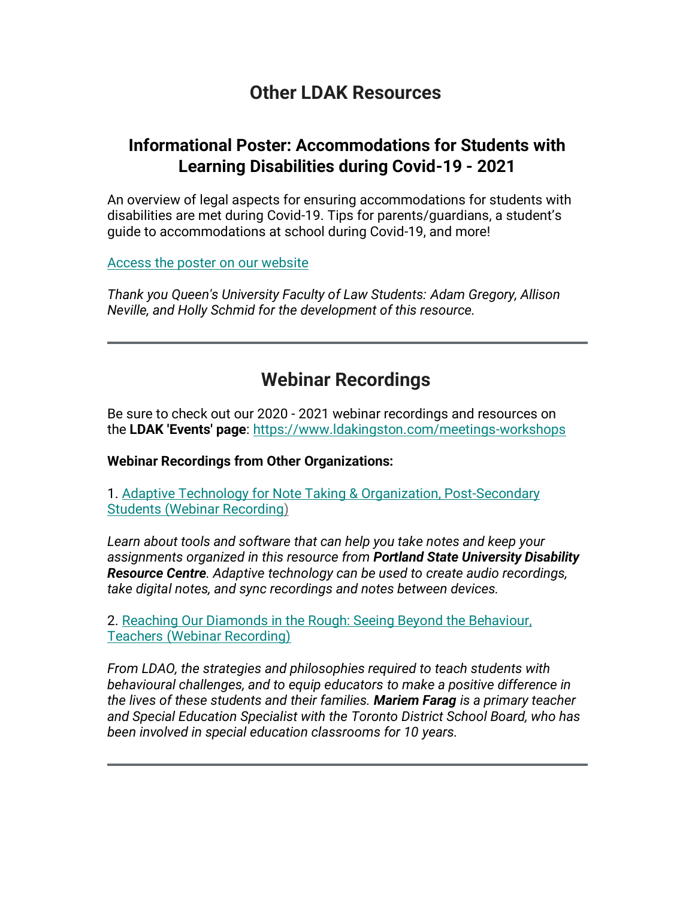# Other LDAK Resources

## Informational Poster: Accommodations for Students with Learning Disabilities during Covid-19 - 2021

An overview of legal aspects for ensuring accommodations for students with disabilities are met during Covid-19. Tips for parents/guardians, a student's guide to accommodations at school during Covid-19, and more!

Access the poster on our website

*Thank you Queen's University Faculty of Law Students: Adam Gregory, Allison Neville, and Holly Schmid for the development of this resource.*

---

## Webinar Recordings

Be sure to check out our 2020 - 2021 webinar recordings and resources on the **LDAK 'Events' page**: https://www.ldakingston.com/meetings-workshops

**Webinar Recordings from Other Organizations:**

1. Adaptive Technology for Note Taking & Organization, Post-Secondary Students (Webinar Recording)

*Learn about tools and software that can help you take notes and keep your assignments organized in this resource from **Portland State University Disability Resource Centre**. Adaptive technology can be used to create audio recordings, take digital notes, and sync recordings and notes between devices.*

2. Reaching Our Diamonds in the Rough: Seeing Beyond the Behaviour, Teachers (Webinar Recording)

*From LDAO, the strategies and philosophies required to teach students with behavioural challenges, and to equip educators to make a positive difference in the lives of these students and their families. **Mariem Farag** is a primary teacher and Special Education Specialist with the Toronto District School Board, who has been involved in special education classrooms for 10 years.*

---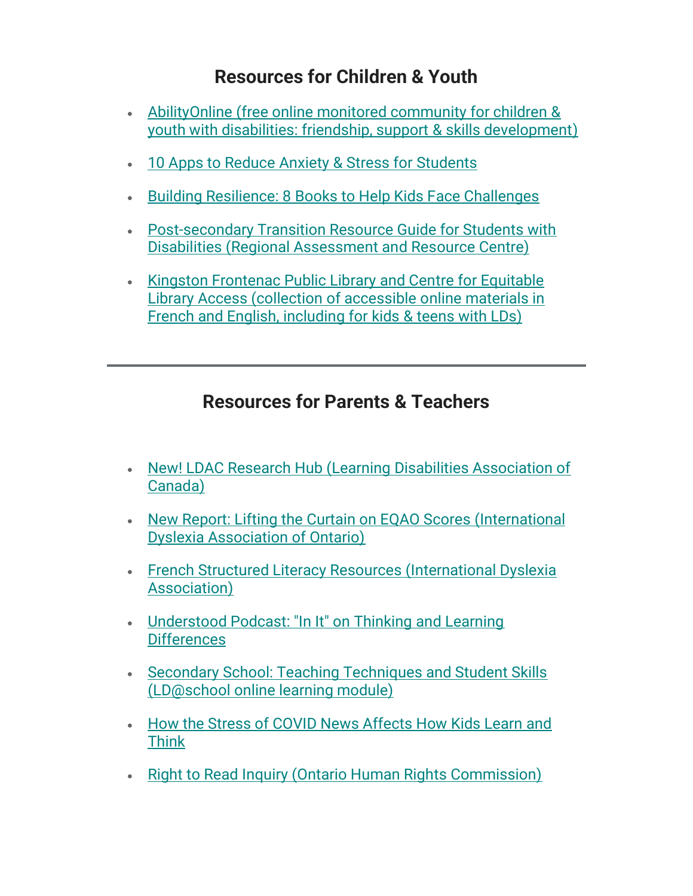## Resources for Children & Youth

- AbilityOnline (free online monitored community for children & youth with disabilities: friendship, support & skills development)
- 10 Apps to Reduce Anxiety & Stress for Students
- Building Resilience: 8 Books to Help Kids Face Challenges
- Post-secondary Transition Resource Guide for Students with Disabilities (Regional Assessment and Resource Centre)
- Kingston Frontenac Public Library and Centre for Equitable Library Access (collection of accessible online materials in French and English, including for kids & teens with LDs)

---

## Resources for Parents & Teachers

- New! LDAC Research Hub (Learning Disabilities Association of Canada)
- New Report: Lifting the Curtain on EQAO Scores (International Dyslexia Association of Ontario)
- French Structured Literacy Resources (International Dyslexia Association)
- Understood Podcast: "In It" on Thinking and Learning Differences
- Secondary School: Teaching Techniques and Student Skills (LD@school online learning module)
- How the Stress of COVID News Affects How Kids Learn and Think
- Right to Read Inquiry (Ontario Human Rights Commission)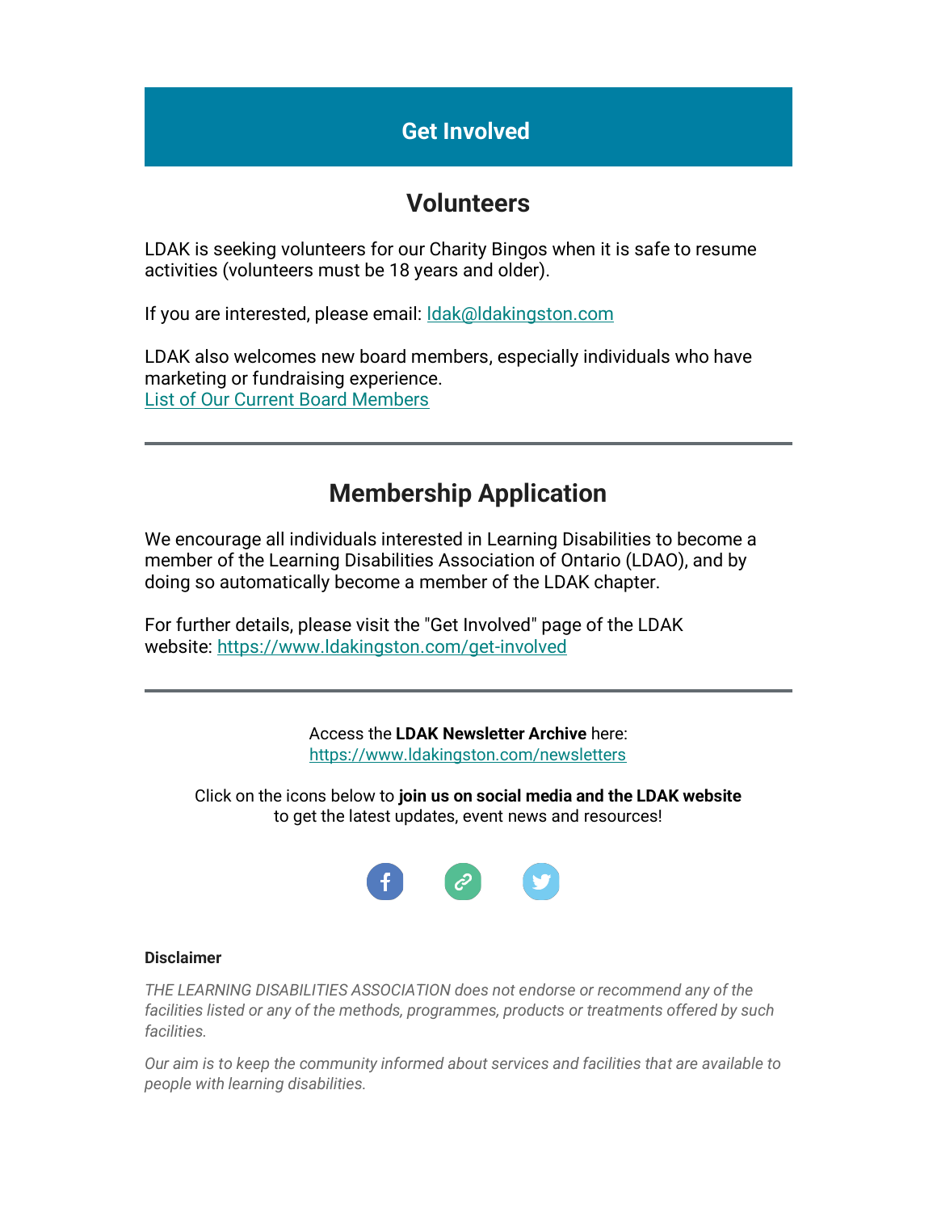## Get Involved

## Volunteers

LDAK is seeking volunteers for our Charity Bingos when it is safe to resume activities (volunteers must be 18 years and older).

If you are interested, please email: [ldak@ldakingston.com](mailto:ldak@ldakingston.com)

LDAK also welcomes new board members, especially individuals who have marketing or fundraising experience.
List of Our Current Board Members

---

## Membership Application

We encourage all individuals interested in Learning Disabilities to become a member of the Learning Disabilities Association of Ontario (LDAO), and by doing so automatically become a member of the LDAK chapter.

For further details, please visit the "Get Involved" page of the LDAK website: https://www.ldakingston.com/get-involved

---

Access the **LDAK Newsletter Archive** here:
https://www.ldakingston.com/newsletters

Click on the icons below to **join us on social media and the LDAK website** to get the latest updates, event news and resources!

**Disclaimer**

*THE LEARNING DISABILITIES ASSOCIATION does not endorse or recommend any of the facilities listed or any of the methods, programmes, products or treatments offered by such facilities.*

*Our aim is to keep the community informed about services and facilities that are available to people with learning disabilities.*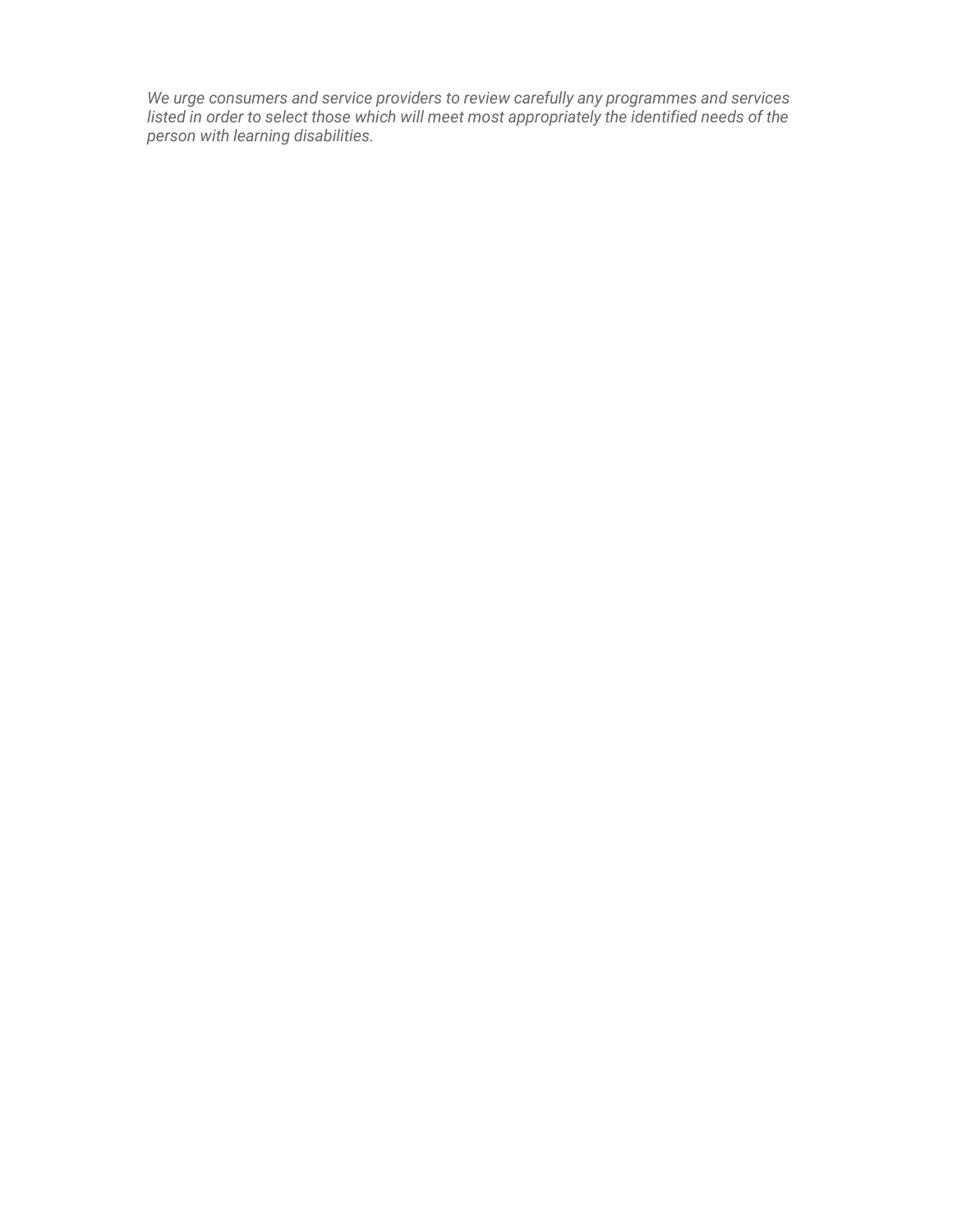*We urge consumers and service providers to review carefully any programmes and services listed in order to select those which will meet most appropriately the identified needs of the person with learning disabilities.*